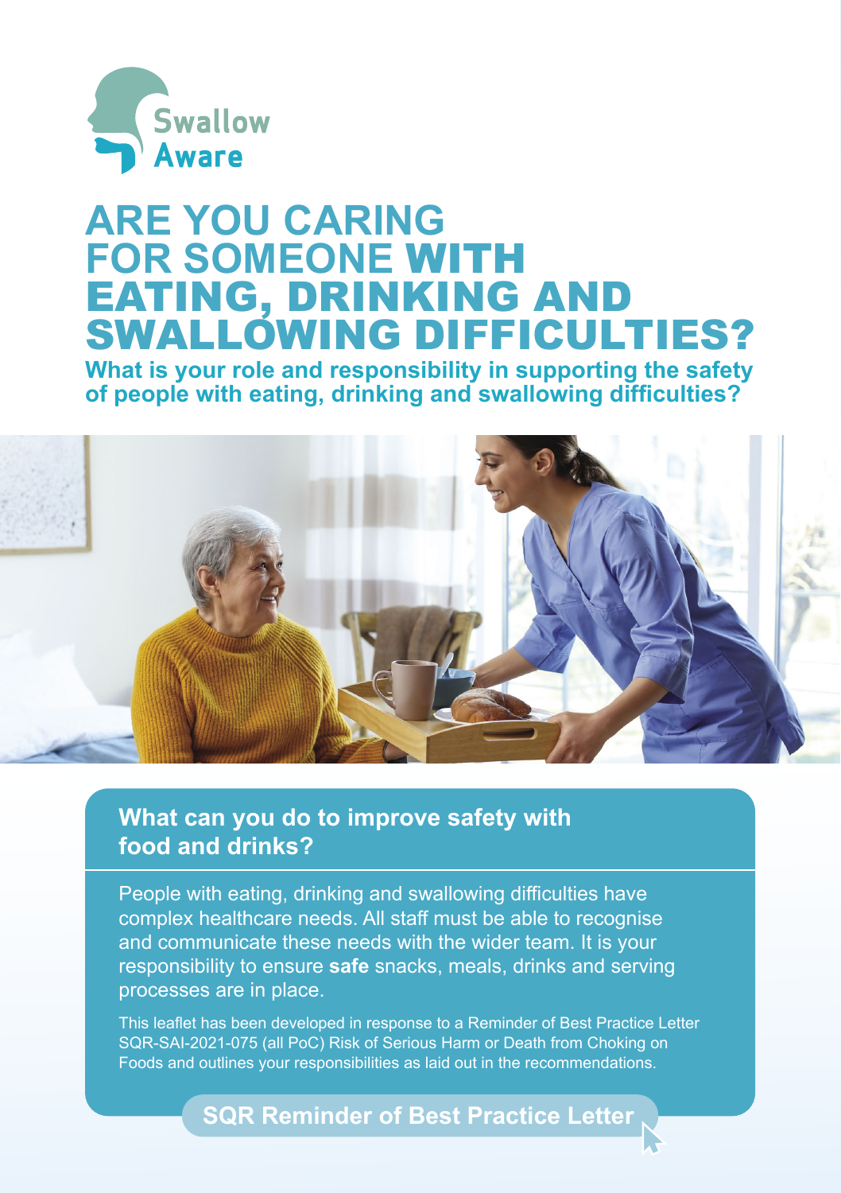Swallow Aware

# ARE YOU CARING FOR SOMEONE WITH EATING, DRINKING AND SWALLOWING DIFFICULTIES?

**What is your role and responsibility in supporting the safety of people with eating, drinking and swallowing difficulties?**

## What can you do to improve safety with food and drinks?

People with eating, drinking and swallowing difficulties have complex healthcare needs. All staff must be able to recognise and communicate these needs with the wider team. It is your responsibility to ensure **safe** snacks, meals, drinks and serving processes are in place.

This leaflet has been developed in response to a Reminder of Best Practice Letter SQR-SAI-2021-075 (all PoC) Risk of Serious Harm or Death from Choking on Foods and outlines your responsibilities as laid out in the recommendations.

**SQR Reminder of Best Practice Letter**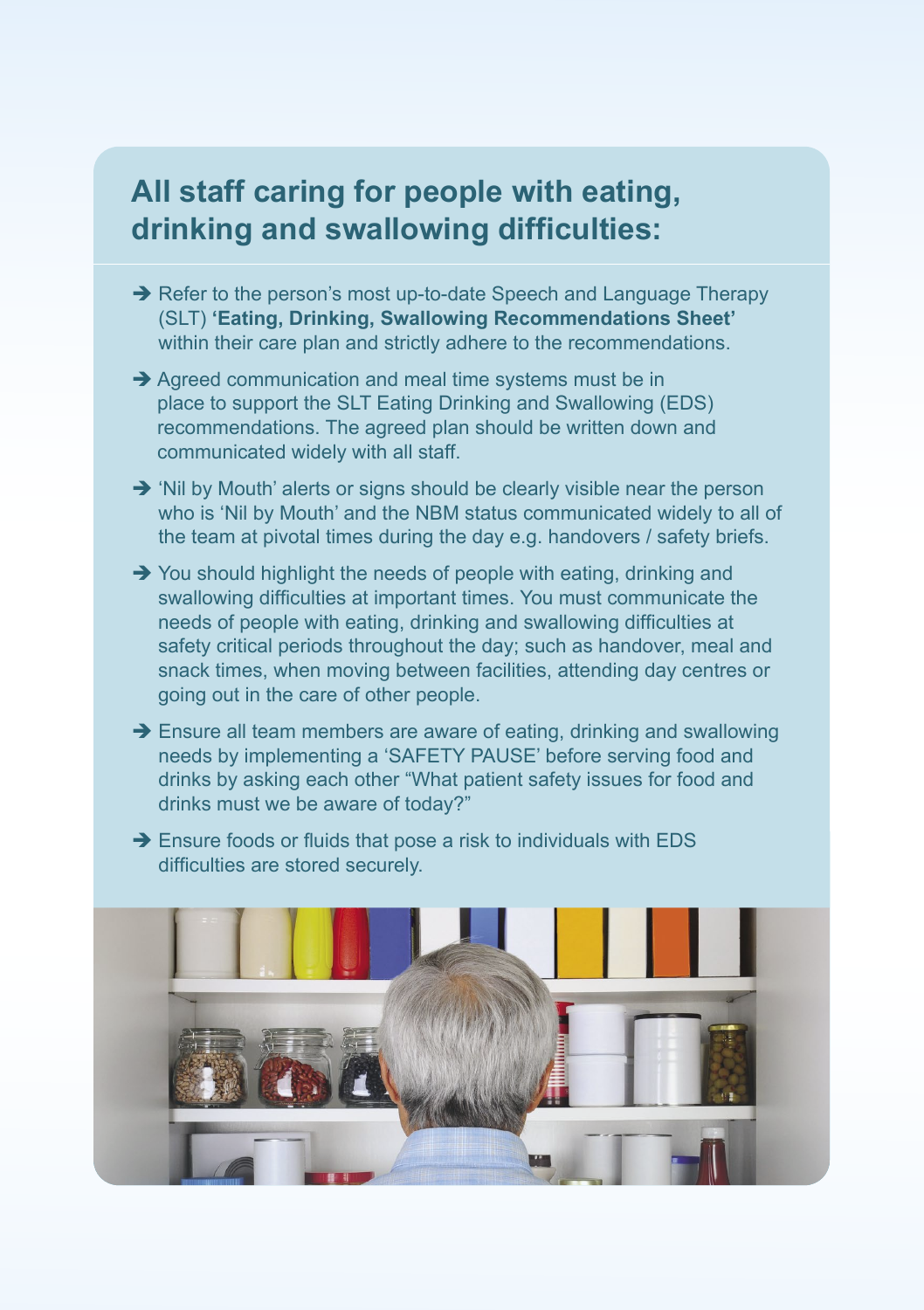## All staff caring for people with eating, drinking and swallowing difficulties:

- Refer to the person's most up-to-date Speech and Language Therapy (SLT) **'Eating, Drinking, Swallowing Recommendations Sheet'** within their care plan and strictly adhere to the recommendations.
- Agreed communication and meal time systems must be in place to support the SLT Eating Drinking and Swallowing (EDS) recommendations. The agreed plan should be written down and communicated widely with all staff.
- 'Nil by Mouth' alerts or signs should be clearly visible near the person who is 'Nil by Mouth' and the NBM status communicated widely to all of the team at pivotal times during the day e.g. handovers / safety briefs.
- You should highlight the needs of people with eating, drinking and swallowing difficulties at important times. You must communicate the needs of people with eating, drinking and swallowing difficulties at safety critical periods throughout the day; such as handover, meal and snack times, when moving between facilities, attending day centres or going out in the care of other people.
- Ensure all team members are aware of eating, drinking and swallowing needs by implementing a 'SAFETY PAUSE' before serving food and drinks by asking each other "What patient safety issues for food and drinks must we be aware of today?"
- Ensure foods or fluids that pose a risk to individuals with EDS difficulties are stored securely.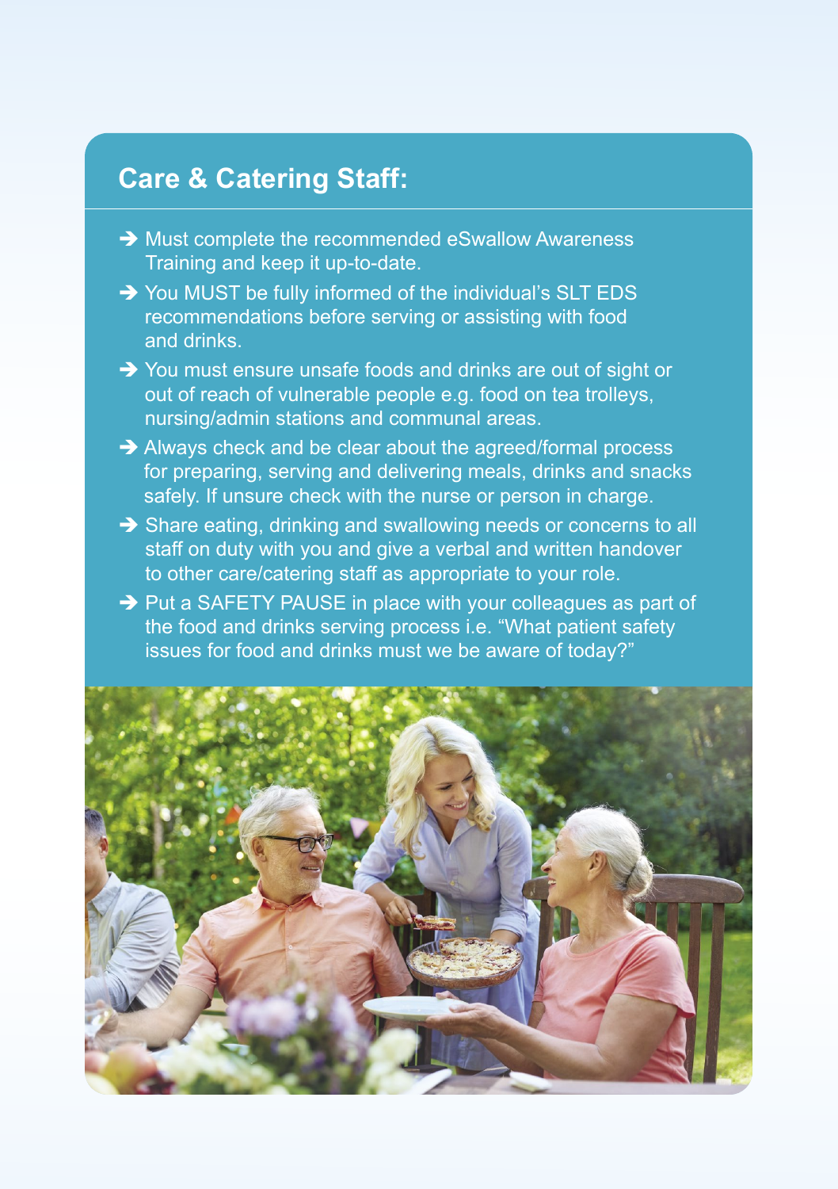## Care & Catering Staff:

- Must complete the recommended eSwallow Awareness Training and keep it up-to-date.
- You MUST be fully informed of the individual's SLT EDS recommendations before serving or assisting with food and drinks.
- You must ensure unsafe foods and drinks are out of sight or out of reach of vulnerable people e.g. food on tea trolleys, nursing/admin stations and communal areas.
- Always check and be clear about the agreed/formal process for preparing, serving and delivering meals, drinks and snacks safely. If unsure check with the nurse or person in charge.
- Share eating, drinking and swallowing needs or concerns to all staff on duty with you and give a verbal and written handover to other care/catering staff as appropriate to your role.
- Put a SAFETY PAUSE in place with your colleagues as part of the food and drinks serving process i.e. "What patient safety issues for food and drinks must we be aware of today?"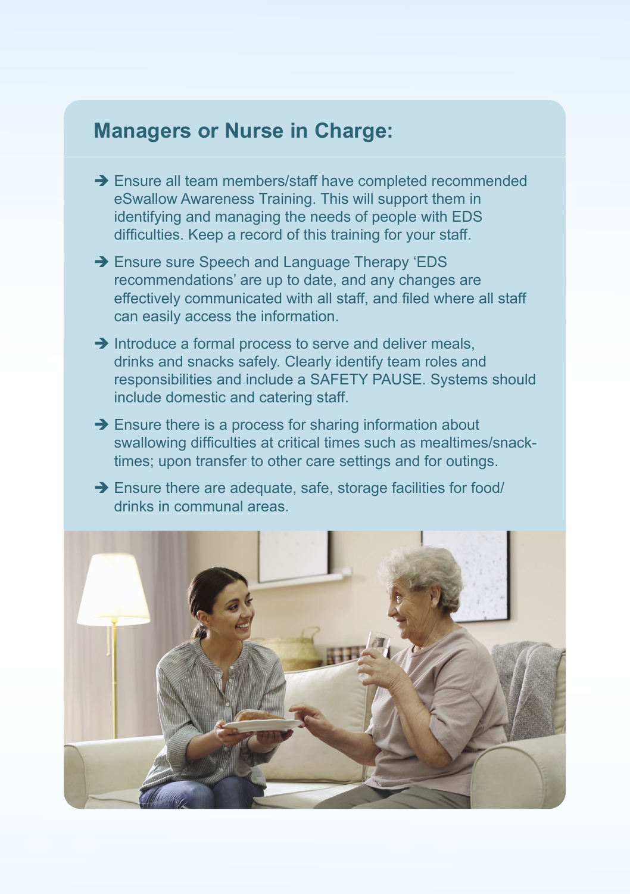## Managers or Nurse in Charge:

- ➔ Ensure all team members/staff have completed recommended eSwallow Awareness Training. This will support them in identifying and managing the needs of people with EDS difficulties. Keep a record of this training for your staff.
- ➔ Ensure sure Speech and Language Therapy 'EDS recommendations' are up to date, and any changes are effectively communicated with all staff, and filed where all staff can easily access the information.
- ➔ Introduce a formal process to serve and deliver meals, drinks and snacks safely. Clearly identify team roles and responsibilities and include a SAFETY PAUSE. Systems should include domestic and catering staff.
- ➔ Ensure there is a process for sharing information about swallowing difficulties at critical times such as mealtimes/snack-times; upon transfer to other care settings and for outings.
- ➔ Ensure there are adequate, safe, storage facilities for food/drinks in communal areas.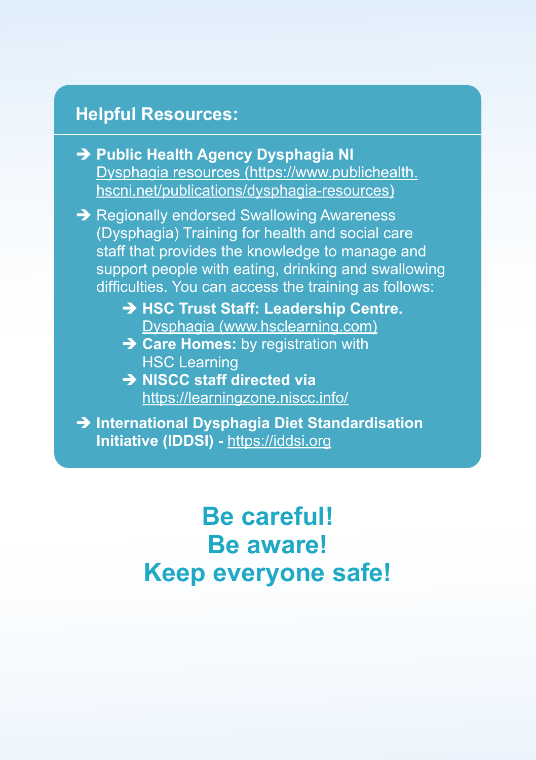## Helpful Resources:

- **Public Health Agency Dysphagia NI**
  Dysphagia resources (https://www.publichealth.hscni.net/publications/dysphagia-resources)
- Regionally endorsed Swallowing Awareness (Dysphagia) Training for health and social care staff that provides the knowledge to manage and support people with eating, drinking and swallowing difficulties. You can access the training as follows:
  - **HSC Trust Staff: Leadership Centre.** Dysphagia (www.hsclearning.com)
  - **Care Homes:** by registration with HSC Learning
  - **NISCC staff directed via** https://learningzone.niscc.info/
- **International Dysphagia Diet Standardisation Initiative (IDDSI) -** https://iddsi.org

**Be careful!**
**Be aware!**
**Keep everyone safe!**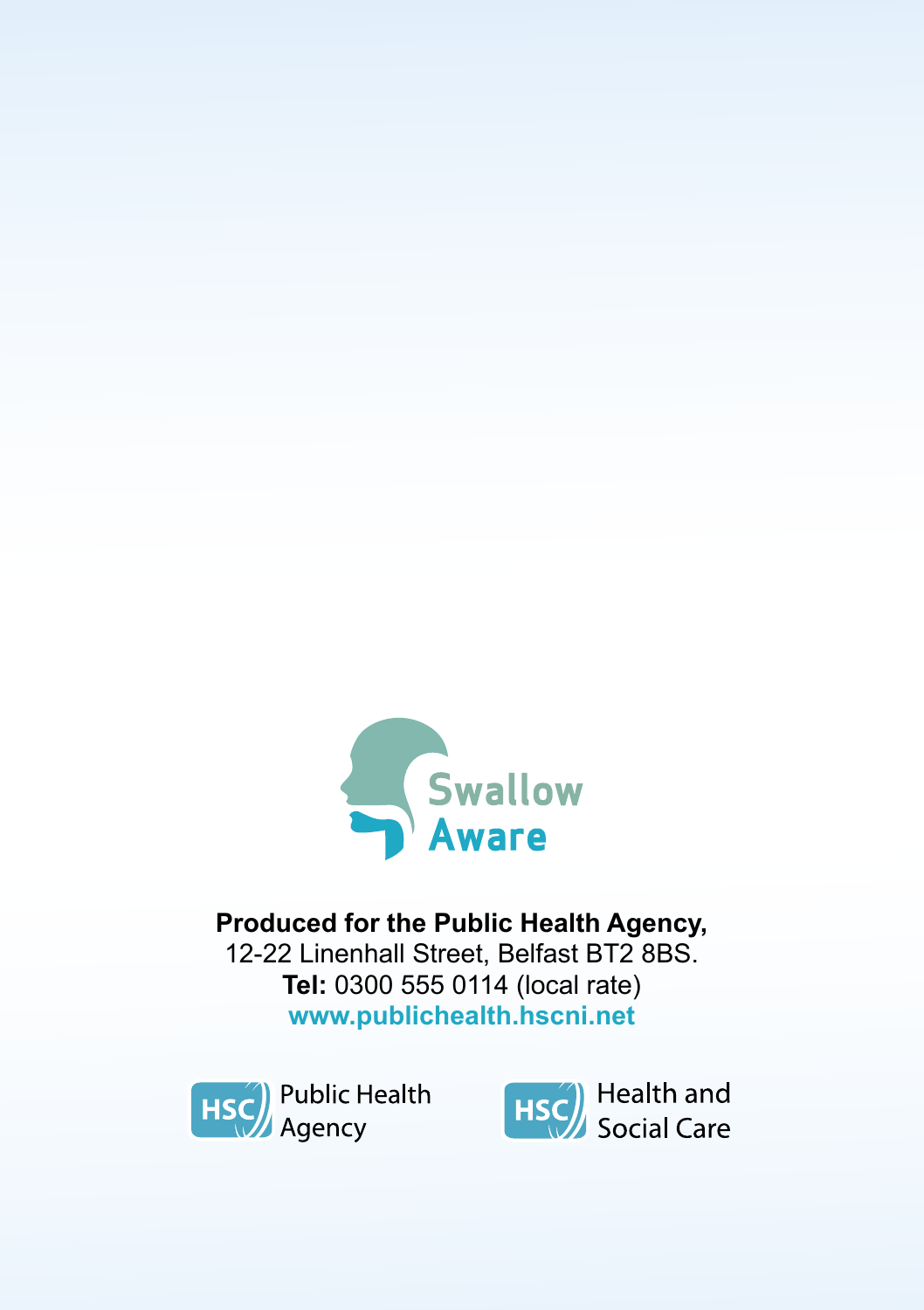Swallow Aware

**Produced for the Public Health Agency,**
12-22 Linenhall Street, Belfast BT2 8BS.
**Tel:** 0300 555 0114 (local rate)
**www.publichealth.hscni.net**

HSC Public Health Agency

HSC Health and Social Care